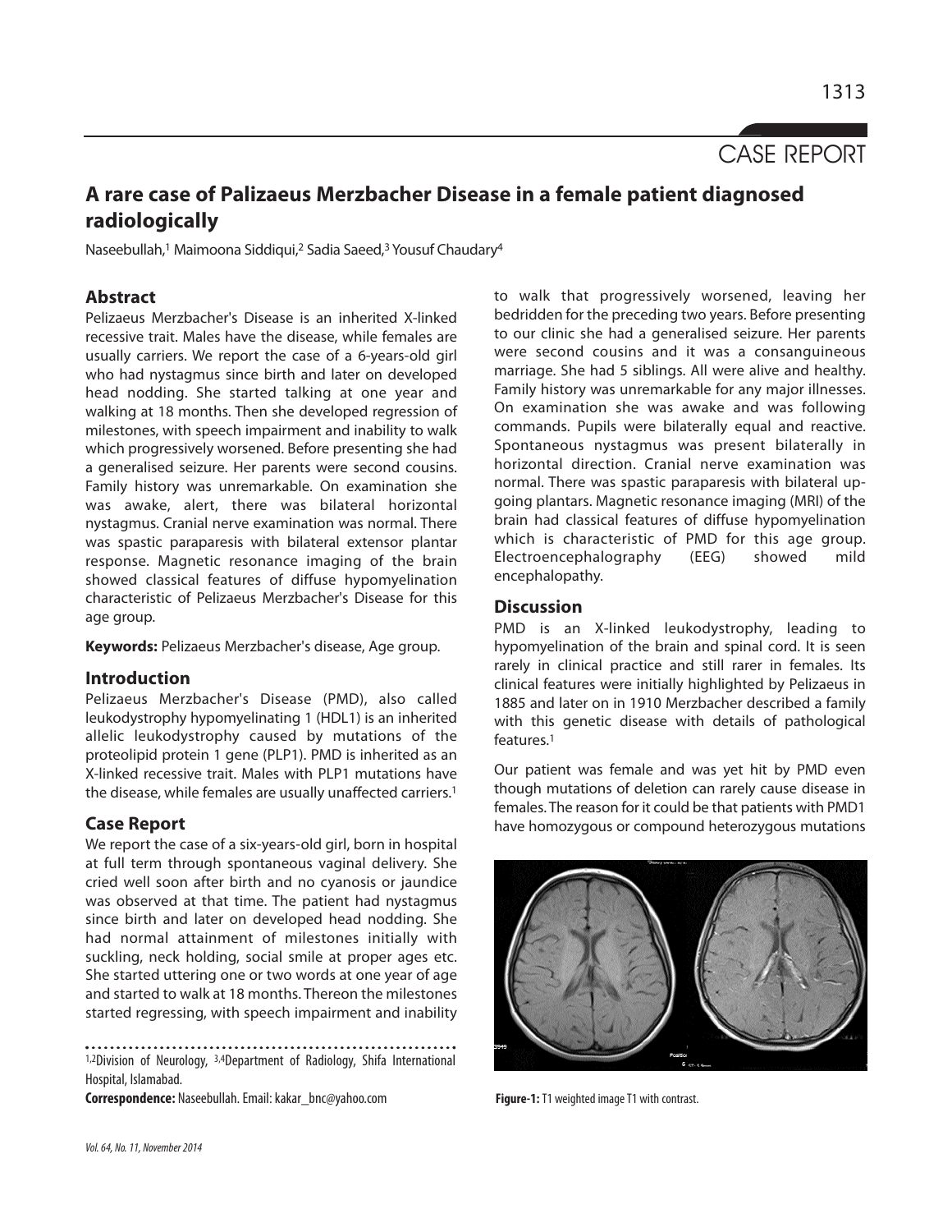CASE REPORT

# A rare case of Palizaeus Merzbacher Disease in a female patient diagnosed radiologically

Naseebullah,[1] Maimoona Siddiqui,[2] Sadia Saeed,[3] Yousuf Chaudary[4]

## Abstract

Pelizaeus Merzbacher's Disease is an inherited X-linked recessive trait. Males have the disease, while females are usually carriers. We report the case of a 6-years-old girl who had nystagmus since birth and later on developed head nodding. She started talking at one year and walking at 18 months. Then she developed regression of milestones, with speech impairment and inability to walk which progressively worsened. Before presenting she had a generalised seizure. Her parents were second cousins. Family history was unremarkable. On examination she was awake, alert, there was bilateral horizontal nystagmus. Cranial nerve examination was normal. There was spastic paraparesis with bilateral extensor plantar response. Magnetic resonance imaging of the brain showed classical features of diffuse hypomyelination characteristic of Pelizaeus Merzbacher's Disease for this age group.

**Keywords:** Pelizaeus Merzbacher's disease, Age group.

## Introduction

Pelizaeus Merzbacher's Disease (PMD), also called leukodystrophy hypomyelinating 1 (HDL1) is an inherited allelic leukodystrophy caused by mutations of the proteolipid protein 1 gene (PLP1). PMD is inherited as an X-linked recessive trait. Males with PLP1 mutations have the disease, while females are usually unaffected carriers.[1]

## Case Report

We report the case of a six-years-old girl, born in hospital at full term through spontaneous vaginal delivery. She cried well soon after birth and no cyanosis or jaundice was observed at that time. The patient had nystagmus since birth and later on developed head nodding. She had normal attainment of milestones initially with suckling, neck holding, social smile at proper ages etc. She started uttering one or two words at one year of age and started to walk at 18 months. Thereon the milestones started regressing, with speech impairment and inability to walk that progressively worsened, leaving her bedridden for the preceding two years. Before presenting to our clinic she had a generalised seizure. Her parents were second cousins and it was a consanguineous marriage. She had 5 siblings. All were alive and healthy. Family history was unremarkable for any major illnesses. On examination she was awake and was following commands. Pupils were bilaterally equal and reactive. Spontaneous nystagmus was present bilaterally in horizontal direction. Cranial nerve examination was normal. There was spastic paraparesis with bilateral up-going plantars. Magnetic resonance imaging (MRI) of the brain had classical features of diffuse hypomyelination which is characteristic of PMD for this age group. Electroencephalography (EEG) showed mild encephalopathy.

## Discussion

PMD is an X-linked leukodystrophy, leading to hypomyelination of the brain and spinal cord. It is seen rarely in clinical practice and still rarer in females. Its clinical features were initially highlighted by Pelizaeus in 1885 and later on in 1910 Merzbacher described a family with this genetic disease with details of pathological features.[1]

Our patient was female and was yet hit by PMD even though mutations of deletion can rarely cause disease in females. The reason for it could be that patients with PMD1 have homozygous or compound heterozygous mutations

**Figure-1:** T1 weighted image T1 with contrast.

[1,2]Division of Neurology, [3,4]Department of Radiology, Shifa International Hospital, Islamabad.

**Correspondence:** Naseebullah. Email: kakar_bnc@yahoo.com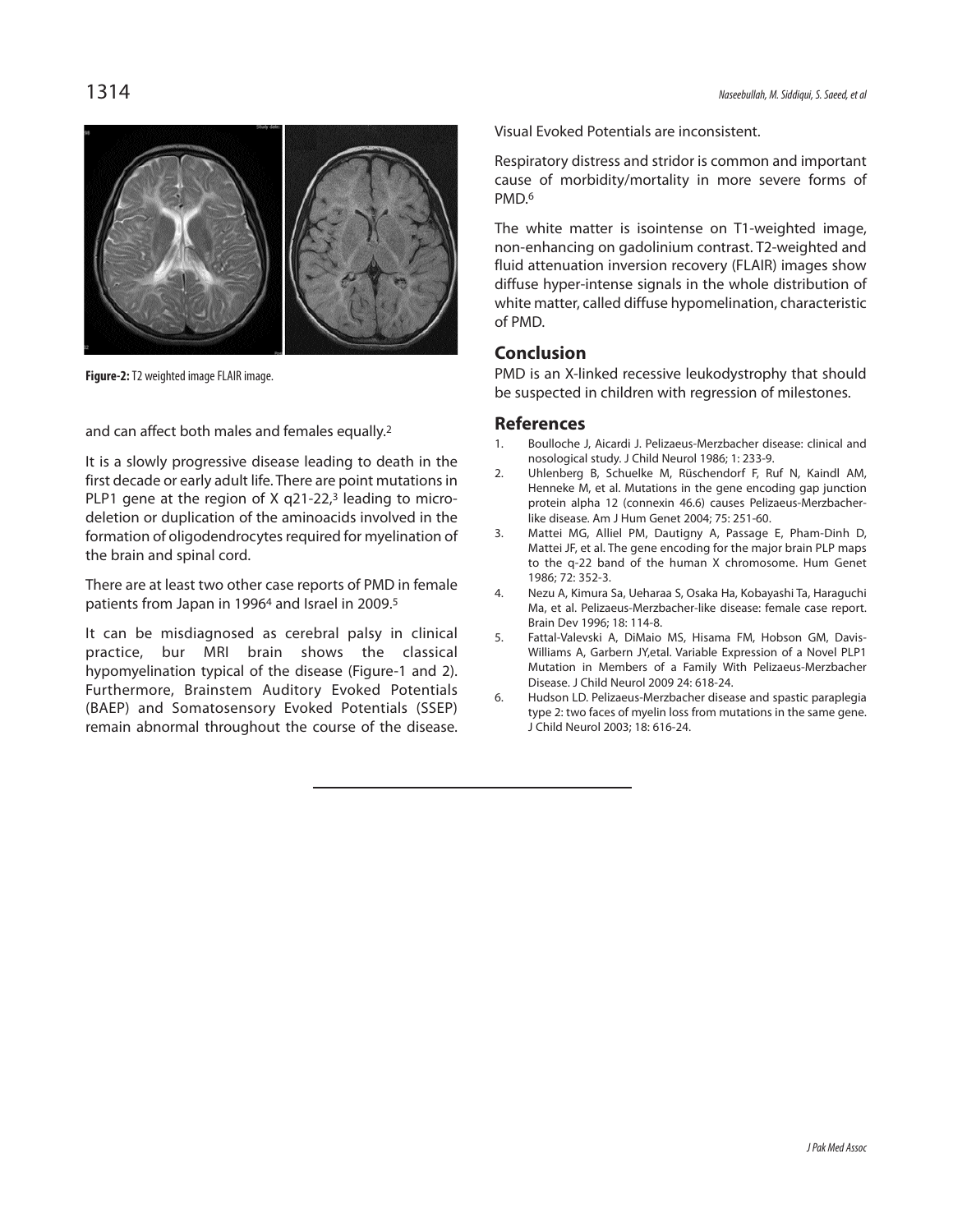Figure-2: T2 weighted image FLAIR image.

and can affect both males and females equally.[2]

It is a slowly progressive disease leading to death in the first decade or early adult life. There are point mutations in PLP1 gene at the region of X q21-22,[3] leading to micro-deletion or duplication of the aminoacids involved in the formation of oligodendrocytes required for myelination of the brain and spinal cord.

There are at least two other case reports of PMD in female patients from Japan in 1996[4] and Israel in 2009.[5]

It can be misdiagnosed as cerebral palsy in clinical practice, bur MRI brain shows the classical hypomyelination typical of the disease (Figure-1 and 2). Furthermore, Brainstem Auditory Evoked Potentials (BAEP) and Somatosensory Evoked Potentials (SSEP) remain abnormal throughout the course of the disease. Visual Evoked Potentials are inconsistent.

Respiratory distress and stridor is common and important cause of morbidity/mortality in more severe forms of PMD.[6]

The white matter is isointense on T1-weighted image, non-enhancing on gadolinium contrast. T2-weighted and fluid attenuation inversion recovery (FLAIR) images show diffuse hyper-intense signals in the whole distribution of white matter, called diffuse hypomelination, characteristic of PMD.

## Conclusion

PMD is an X-linked recessive leukodystrophy that should be suspected in children with regression of milestones.

## References

1. Boulloche J, Aicardi J. Pelizaeus-Merzbacher disease: clinical and nosological study. J Child Neurol 1986; 1: 233-9.
2. Uhlenberg B, Schuelke M, Rüschendorf F, Ruf N, Kaindl AM, Henneke M, et al. Mutations in the gene encoding gap junction protein alpha 12 (connexin 46.6) causes Pelizaeus-Merzbacher-like disease. Am J Hum Genet 2004; 75: 251-60.
3. Mattei MG, Alliel PM, Dautigny A, Passage E, Pham-Dinh D, Mattei JF, et al. The gene encoding for the major brain PLP maps to the q-22 band of the human X chromosome. Hum Genet 1986; 72: 352-3.
4. Nezu A, Kimura Sa, Ueharaa S, Osaka Ha, Kobayashi Ta, Haraguchi Ma, et al. Pelizaeus-Merzbacher-like disease: female case report. Brain Dev 1996; 18: 114-8.
5. Fattal-Valevski A, DiMaio MS, Hisama FM, Hobson GM, Davis-Williams A, Garbern JY,etal. Variable Expression of a Novel PLP1 Mutation in Members of a Family With Pelizaeus-Merzbacher Disease. J Child Neurol 2009 24: 618-24.
6. Hudson LD. Pelizaeus-Merzbacher disease and spastic paraplegia type 2: two faces of myelin loss from mutations in the same gene. J Child Neurol 2003; 18: 616-24.